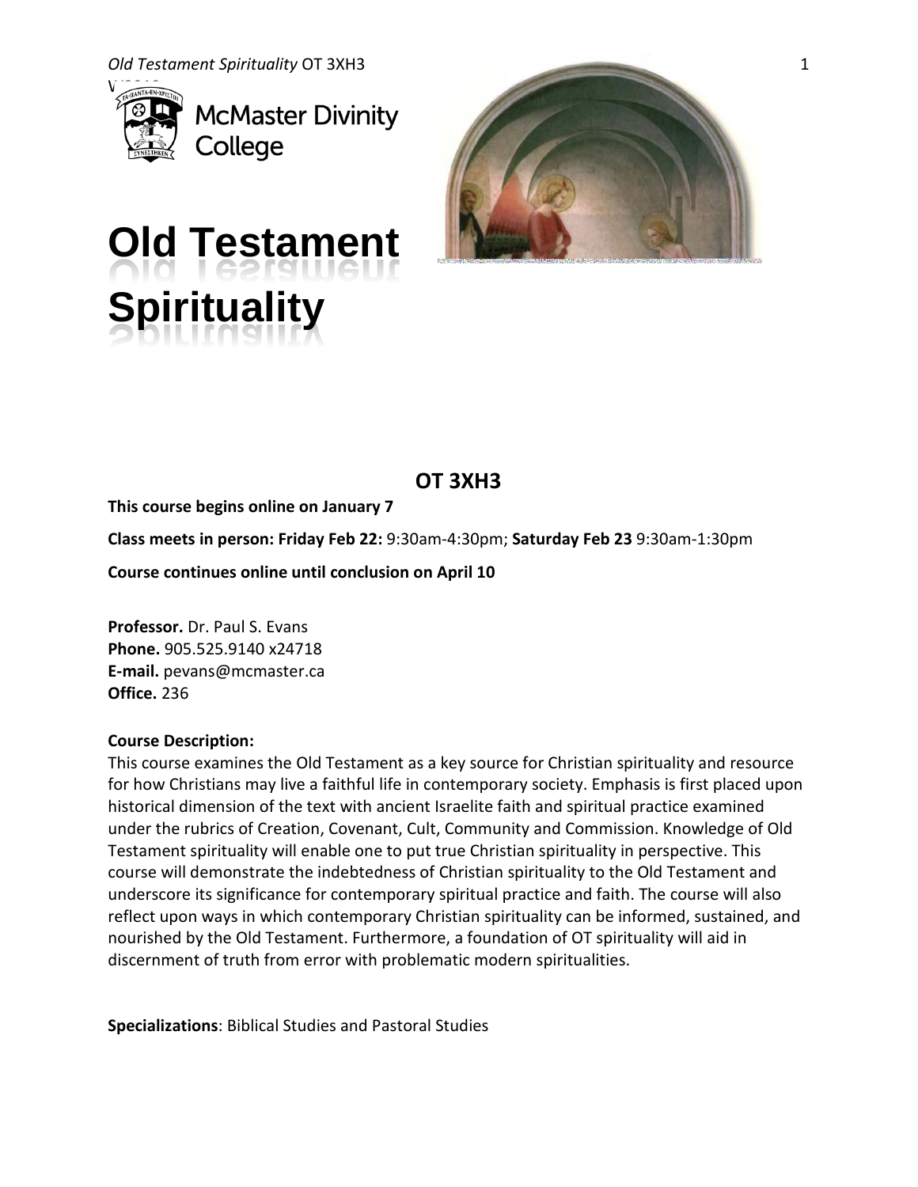McMaster Divinity College

# Old Testament Spirituality

## OT 3XH3

**This course begins online on January 7**

**Class meets in person: Friday Feb 22:** 9:30am-4:30pm; **Saturday Feb 23** 9:30am-1:30pm

**Course continues online until conclusion on April 10**

**Professor.** Dr. Paul S. Evans
**Phone.** 905.525.9140 x24718
**E-mail.** pevans@mcmaster.ca
**Office.** 236

**Course Description:**
This course examines the Old Testament as a key source for Christian spirituality and resource for how Christians may live a faithful life in contemporary society. Emphasis is first placed upon historical dimension of the text with ancient Israelite faith and spiritual practice examined under the rubrics of Creation, Covenant, Cult, Community and Commission. Knowledge of Old Testament spirituality will enable one to put true Christian spirituality in perspective. This course will demonstrate the indebtedness of Christian spirituality to the Old Testament and underscore its significance for contemporary spiritual practice and faith. The course will also reflect upon ways in which contemporary Christian spirituality can be informed, sustained, and nourished by the Old Testament. Furthermore, a foundation of OT spirituality will aid in discernment of truth from error with problematic modern spiritualities.

**Specializations**: Biblical Studies and Pastoral Studies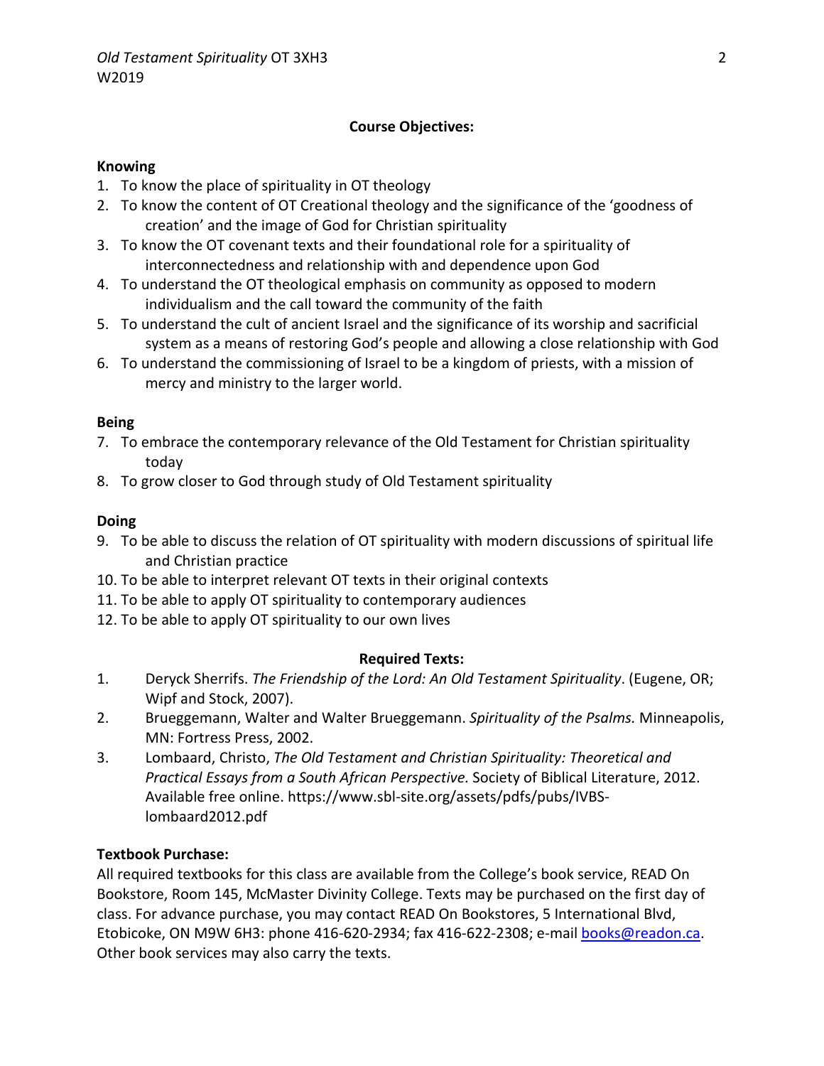## Course Objectives:

### Knowing

1. To know the place of spirituality in OT theology
2. To know the content of OT Creational theology and the significance of the 'goodness of creation' and the image of God for Christian spirituality
3. To know the OT covenant texts and their foundational role for a spirituality of interconnectedness and relationship with and dependence upon God
4. To understand the OT theological emphasis on community as opposed to modern individualism and the call toward the community of the faith
5. To understand the cult of ancient Israel and the significance of its worship and sacrificial system as a means of restoring God's people and allowing a close relationship with God
6. To understand the commissioning of Israel to be a kingdom of priests, with a mission of mercy and ministry to the larger world.

### Being

7. To embrace the contemporary relevance of the Old Testament for Christian spirituality today
8. To grow closer to God through study of Old Testament spirituality

### Doing

9. To be able to discuss the relation of OT spirituality with modern discussions of spiritual life and Christian practice
10. To be able to interpret relevant OT texts in their original contexts
11. To be able to apply OT spirituality to contemporary audiences
12. To be able to apply OT spirituality to our own lives

## Required Texts:

1. Deryck Sherrifs. *The Friendship of the Lord: An Old Testament Spirituality*. (Eugene, OR; Wipf and Stock, 2007).
2. Brueggemann, Walter and Walter Brueggemann. *Spirituality of the Psalms.* Minneapolis, MN: Fortress Press, 2002.
3. Lombaard, Christo, *The Old Testament and Christian Spirituality: Theoretical and Practical Essays from a South African Perspective.* Society of Biblical Literature, 2012. Available free online. https://www.sbl-site.org/assets/pdfs/pubs/IVBS-lombaard2012.pdf

### Textbook Purchase:

All required textbooks for this class are available from the College's book service, READ On Bookstore, Room 145, McMaster Divinity College. Texts may be purchased on the first day of class. For advance purchase, you may contact READ On Bookstores, 5 International Blvd, Etobicoke, ON M9W 6H3: phone 416-620-2934; fax 416-622-2308; e-mail books@readon.ca. Other book services may also carry the texts.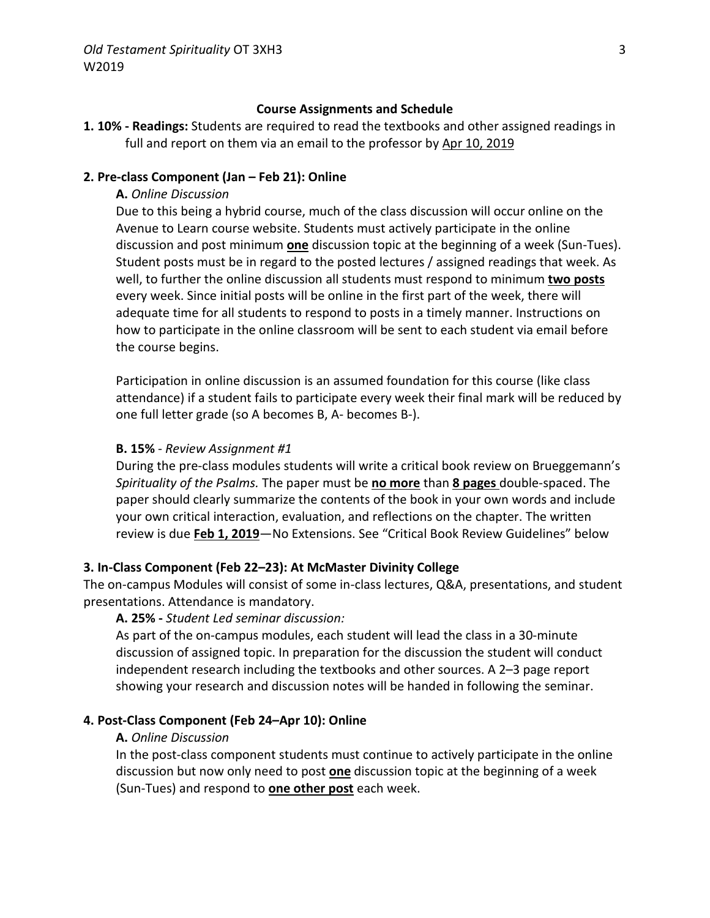## Course Assignments and Schedule

**1. 10% - Readings:** Students are required to read the textbooks and other assigned readings in full and report on them via an email to the professor by <u>Apr 10, 2019</u>

**2. Pre-class Component (Jan – Feb 21): Online**

**A.** *Online Discussion*

Due to this being a hybrid course, much of the class discussion will occur online on the Avenue to Learn course website. Students must actively participate in the online discussion and post minimum <u>**one**</u> discussion topic at the beginning of a week (Sun-Tues). Student posts must be in regard to the posted lectures / assigned readings that week. As well, to further the online discussion all students must respond to minimum <u>**two posts**</u> every week. Since initial posts will be online in the first part of the week, there will adequate time for all students to respond to posts in a timely manner. Instructions on how to participate in the online classroom will be sent to each student via email before the course begins.

Participation in online discussion is an assumed foundation for this course (like class attendance) if a student fails to participate every week their final mark will be reduced by one full letter grade (so A becomes B, A- becomes B-).

**B. 15%** - *Review Assignment #1*

During the pre-class modules students will write a critical book review on Brueggemann's *Spirituality of the Psalms.* The paper must be <u>**no more**</u> than <u>**8 pages**</u> double-spaced. The paper should clearly summarize the contents of the book in your own words and include your own critical interaction, evaluation, and reflections on the chapter. The written review is due <u>**Feb 1, 2019**</u>—No Extensions. See "Critical Book Review Guidelines" below

**3. In-Class Component (Feb 22–23): At McMaster Divinity College**

The on-campus Modules will consist of some in-class lectures, Q&A, presentations, and student presentations. Attendance is mandatory.

**A. 25% -** *Student Led seminar discussion:*

As part of the on-campus modules, each student will lead the class in a 30-minute discussion of assigned topic. In preparation for the discussion the student will conduct independent research including the textbooks and other sources. A 2–3 page report showing your research and discussion notes will be handed in following the seminar.

**4. Post-Class Component (Feb 24–Apr 10): Online**

**A.** *Online Discussion*

In the post-class component students must continue to actively participate in the online discussion but now only need to post <u>**one**</u> discussion topic at the beginning of a week (Sun-Tues) and respond to <u>**one other post**</u> each week.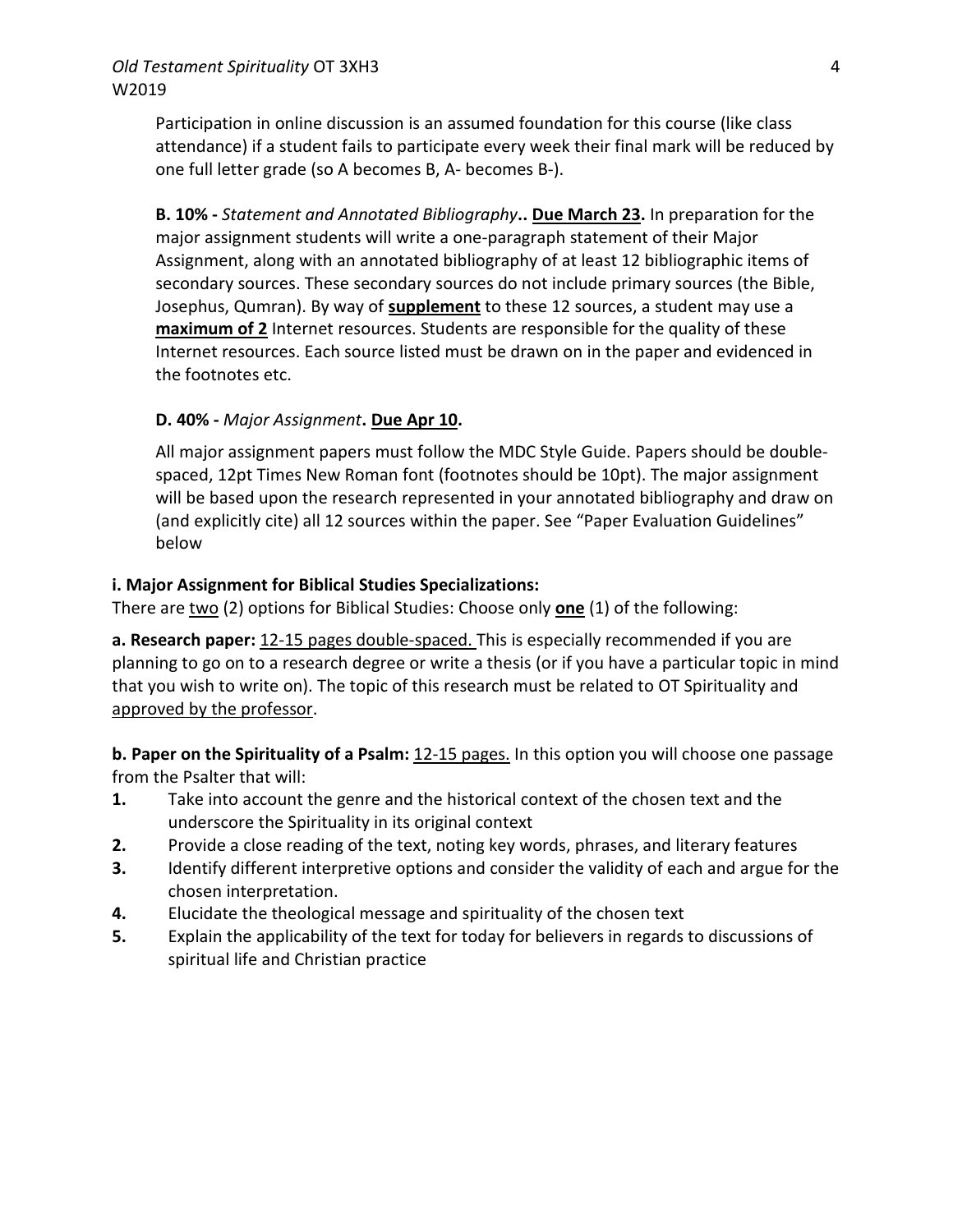Participation in online discussion is an assumed foundation for this course (like class attendance) if a student fails to participate every week their final mark will be reduced by one full letter grade (so A becomes B, A- becomes B-).

**B. 10% -** ***Statement and Annotated Bibliography*****.. Due March 23.** In preparation for the major assignment students will write a one-paragraph statement of their Major Assignment, along with an annotated bibliography of at least 12 bibliographic items of secondary sources. These secondary sources do not include primary sources (the Bible, Josephus, Qumran). By way of **supplement** to these 12 sources, a student may use a **maximum of 2** Internet resources. Students are responsible for the quality of these Internet resources. Each source listed must be drawn on in the paper and evidenced in the footnotes etc.

**D. 40% -** ***Major Assignment*****. Due Apr 10.**

All major assignment papers must follow the MDC Style Guide. Papers should be double-spaced, 12pt Times New Roman font (footnotes should be 10pt). The major assignment will be based upon the research represented in your annotated bibliography and draw on (and explicitly cite) all 12 sources within the paper. See "Paper Evaluation Guidelines" below

**i. Major Assignment for Biblical Studies Specializations:**

There are two (2) options for Biblical Studies: Choose only **one** (1) of the following:

**a. Research paper:** 12-15 pages double-spaced. This is especially recommended if you are planning to go on to a research degree or write a thesis (or if you have a particular topic in mind that you wish to write on). The topic of this research must be related to OT Spirituality and approved by the professor.

**b. Paper on the Spirituality of a Psalm:** 12-15 pages. In this option you will choose one passage from the Psalter that will:

1. Take into account the genre and the historical context of the chosen text and the underscore the Spirituality in its original context
2. Provide a close reading of the text, noting key words, phrases, and literary features
3. Identify different interpretive options and consider the validity of each and argue for the chosen interpretation.
4. Elucidate the theological message and spirituality of the chosen text
5. Explain the applicability of the text for today for believers in regards to discussions of spiritual life and Christian practice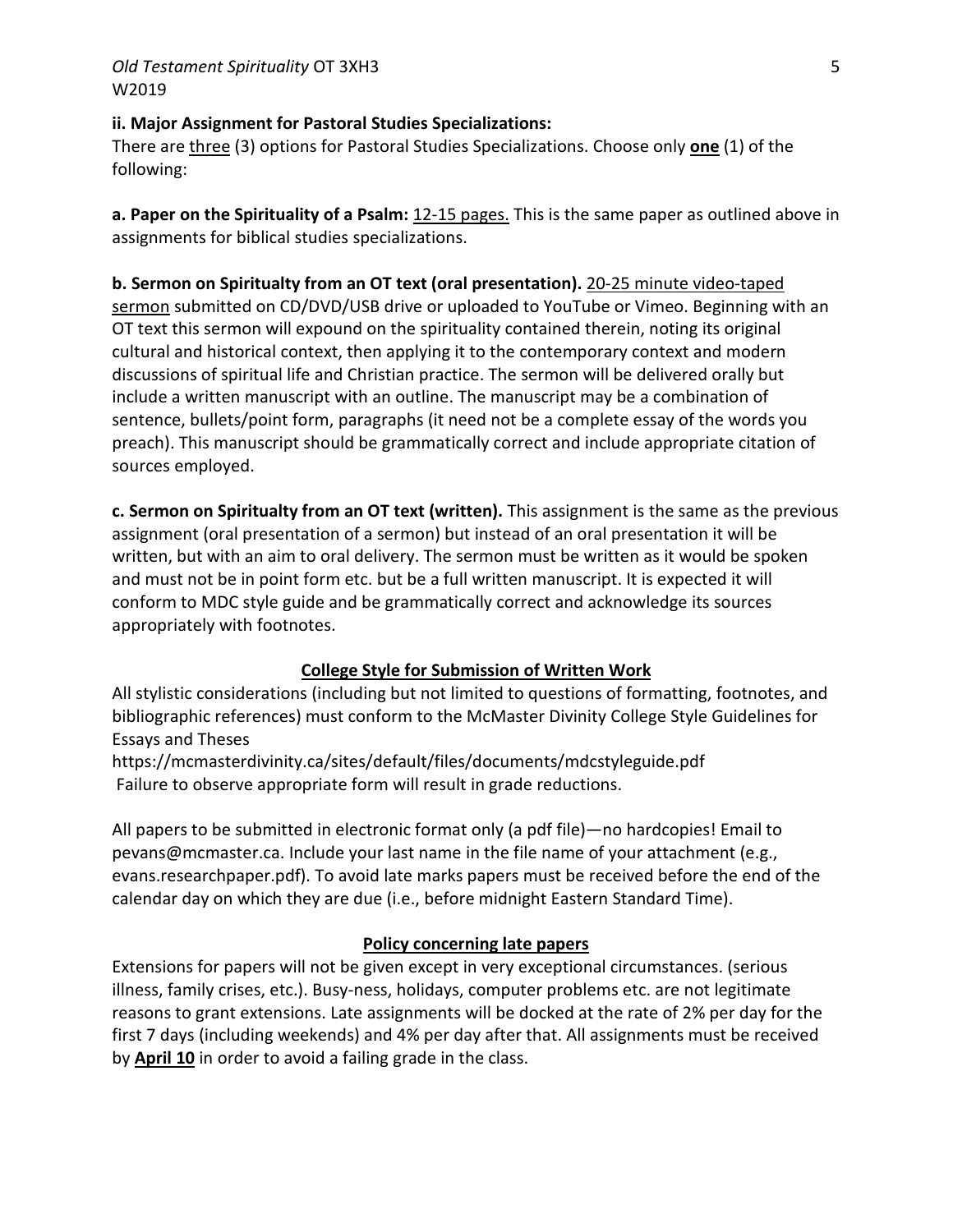**ii. Major Assignment for Pastoral Studies Specializations:**

There are three (3) options for Pastoral Studies Specializations. Choose only **one** (1) of the following:

**a. Paper on the Spirituality of a Psalm:** 12-15 pages. This is the same paper as outlined above in assignments for biblical studies specializations.

**b. Sermon on Spiritualty from an OT text (oral presentation).** 20-25 minute video-taped sermon submitted on CD/DVD/USB drive or uploaded to YouTube or Vimeo. Beginning with an OT text this sermon will expound on the spirituality contained therein, noting its original cultural and historical context, then applying it to the contemporary context and modern discussions of spiritual life and Christian practice. The sermon will be delivered orally but include a written manuscript with an outline. The manuscript may be a combination of sentence, bullets/point form, paragraphs (it need not be a complete essay of the words you preach). This manuscript should be grammatically correct and include appropriate citation of sources employed.

**c. Sermon on Spiritualty from an OT text (written).** This assignment is the same as the previous assignment (oral presentation of a sermon) but instead of an oral presentation it will be written, but with an aim to oral delivery. The sermon must be written as it would be spoken and must not be in point form etc. but be a full written manuscript. It is expected it will conform to MDC style guide and be grammatically correct and acknowledge its sources appropriately with footnotes.

**College Style for Submission of Written Work**

All stylistic considerations (including but not limited to questions of formatting, footnotes, and bibliographic references) must conform to the McMaster Divinity College Style Guidelines for Essays and Theses
https://mcmasterdivinity.ca/sites/default/files/documents/mdcstyleguide.pdf
Failure to observe appropriate form will result in grade reductions.

All papers to be submitted in electronic format only (a pdf file)—no hardcopies! Email to pevans@mcmaster.ca. Include your last name in the file name of your attachment (e.g., evans.researchpaper.pdf). To avoid late marks papers must be received before the end of the calendar day on which they are due (i.e., before midnight Eastern Standard Time).

**Policy concerning late papers**

Extensions for papers will not be given except in very exceptional circumstances. (serious illness, family crises, etc.). Busy-ness, holidays, computer problems etc. are not legitimate reasons to grant extensions. Late assignments will be docked at the rate of 2% per day for the first 7 days (including weekends) and 4% per day after that. All assignments must be received by **April 10** in order to avoid a failing grade in the class.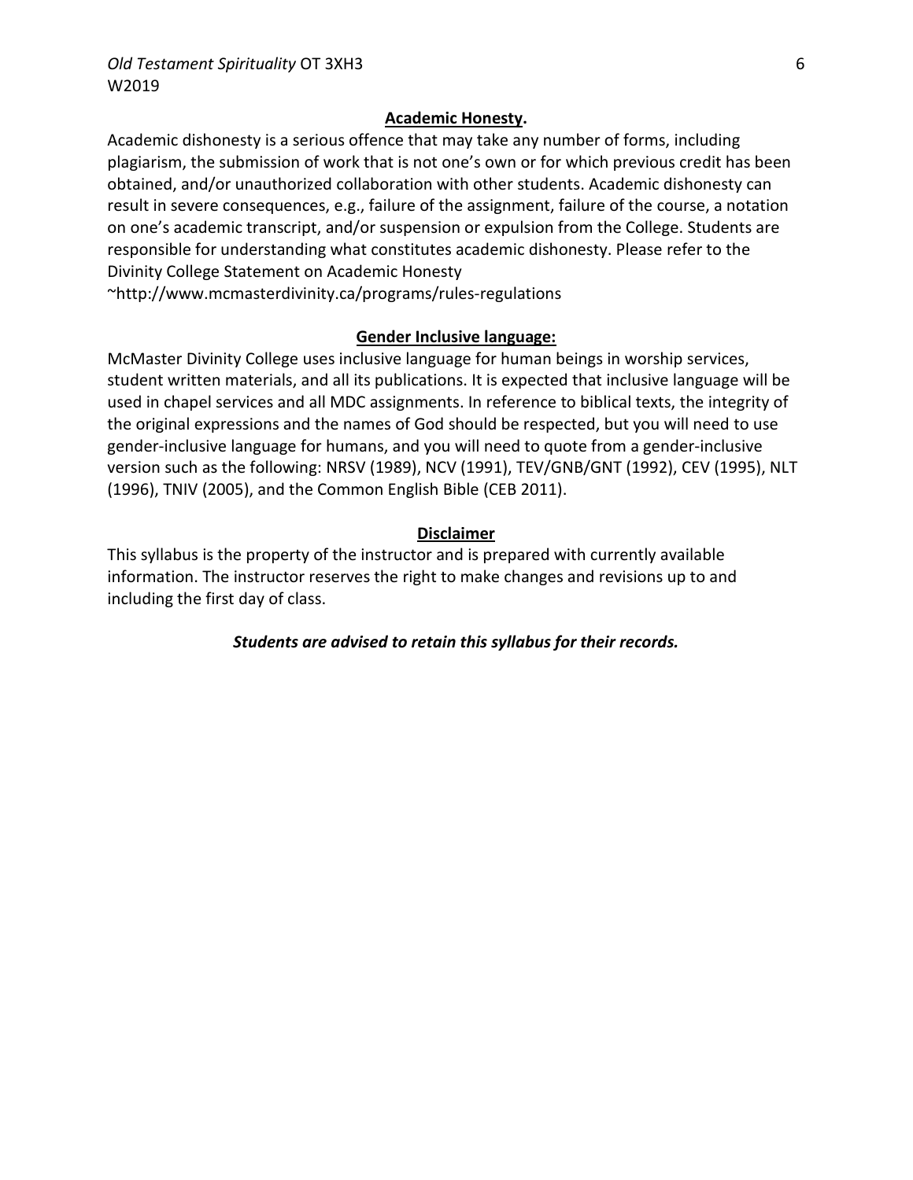## **Academic Honesty.**

Academic dishonesty is a serious offence that may take any number of forms, including plagiarism, the submission of work that is not one's own or for which previous credit has been obtained, and/or unauthorized collaboration with other students. Academic dishonesty can result in severe consequences, e.g., failure of the assignment, failure of the course, a notation on one's academic transcript, and/or suspension or expulsion from the College. Students are responsible for understanding what constitutes academic dishonesty. Please refer to the Divinity College Statement on Academic Honesty ~http://www.mcmasterdivinity.ca/programs/rules-regulations

## **Gender Inclusive language:**

McMaster Divinity College uses inclusive language for human beings in worship services, student written materials, and all its publications. It is expected that inclusive language will be used in chapel services and all MDC assignments. In reference to biblical texts, the integrity of the original expressions and the names of God should be respected, but you will need to use gender-inclusive language for humans, and you will need to quote from a gender-inclusive version such as the following: NRSV (1989), NCV (1991), TEV/GNB/GNT (1992), CEV (1995), NLT (1996), TNIV (2005), and the Common English Bible (CEB 2011).

## **Disclaimer**

This syllabus is the property of the instructor and is prepared with currently available information. The instructor reserves the right to make changes and revisions up to and including the first day of class.

***Students are advised to retain this syllabus for their records.***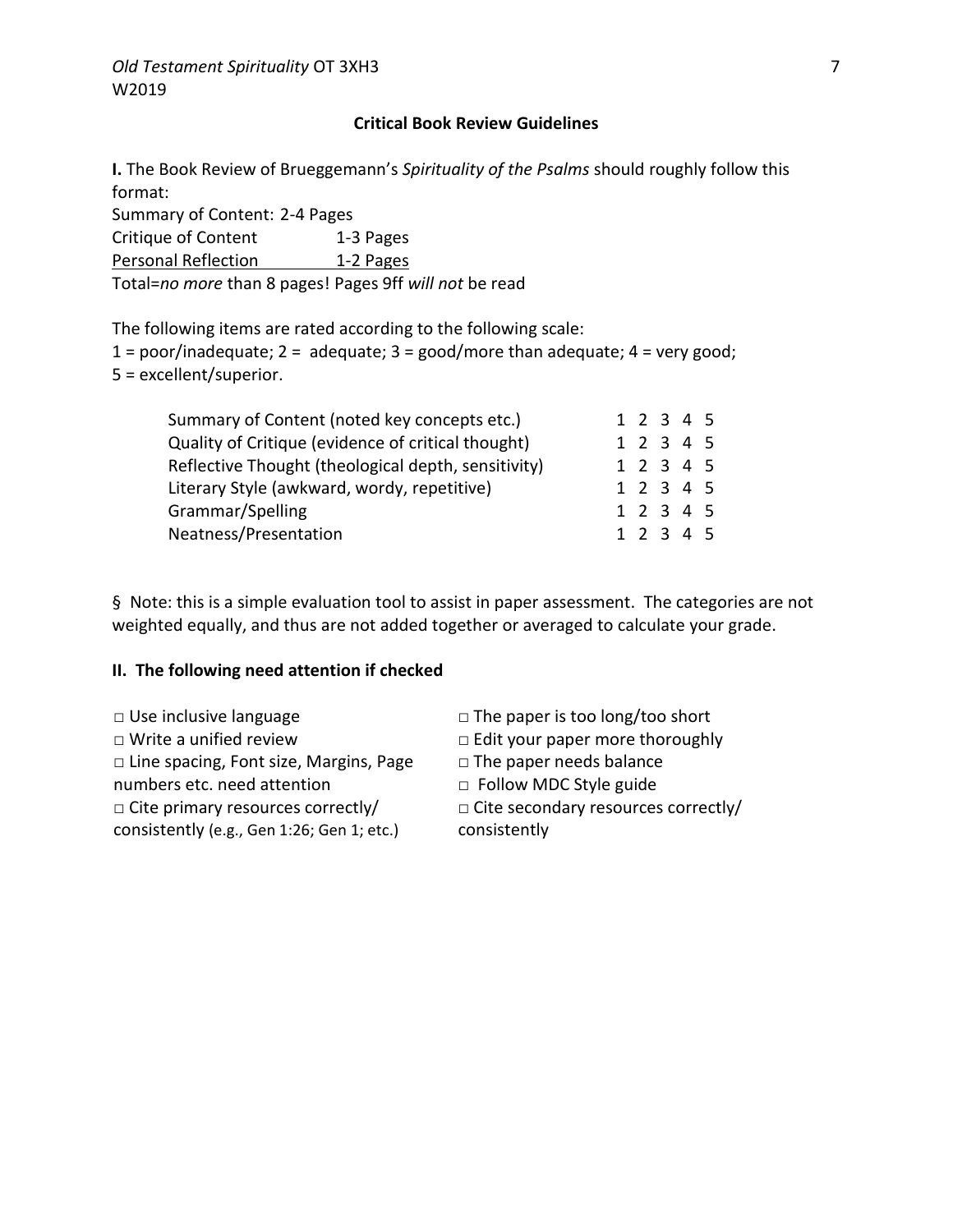## Critical Book Review Guidelines

**I.** The Book Review of Brueggemann's *Spirituality of the Psalms* should roughly follow this format:

Summary of Content: 2-4 Pages
Critique of Content 1-3 Pages
Personal Reflection 1-2 Pages
Total=*no more* than 8 pages! Pages 9ff *will not* be read

The following items are rated according to the following scale:
1 = poor/inadequate; 2 = adequate; 3 = good/more than adequate; 4 = very good;
5 = excellent/superior.

| | |
|---|---|
| Summary of Content (noted key concepts etc.) | 1 2 3 4 5 |
| Quality of Critique (evidence of critical thought) | 1 2 3 4 5 |
| Reflective Thought (theological depth, sensitivity) | 1 2 3 4 5 |
| Literary Style (awkward, wordy, repetitive) | 1 2 3 4 5 |
| Grammar/Spelling | 1 2 3 4 5 |
| Neatness/Presentation | 1 2 3 4 5 |

§ Note: this is a simple evaluation tool to assist in paper assessment. The categories are not weighted equally, and thus are not added together or averaged to calculate your grade.

**II. The following need attention if checked**

□ Use inclusive language
□ Write a unified review
□ Line spacing, Font size, Margins, Page numbers etc. need attention
□ Cite primary resources correctly/ consistently (e.g., Gen 1:26; Gen 1; etc.)
□ The paper is too long/too short
□ Edit your paper more thoroughly
□ The paper needs balance
□ Follow MDC Style guide
□ Cite secondary resources correctly/ consistently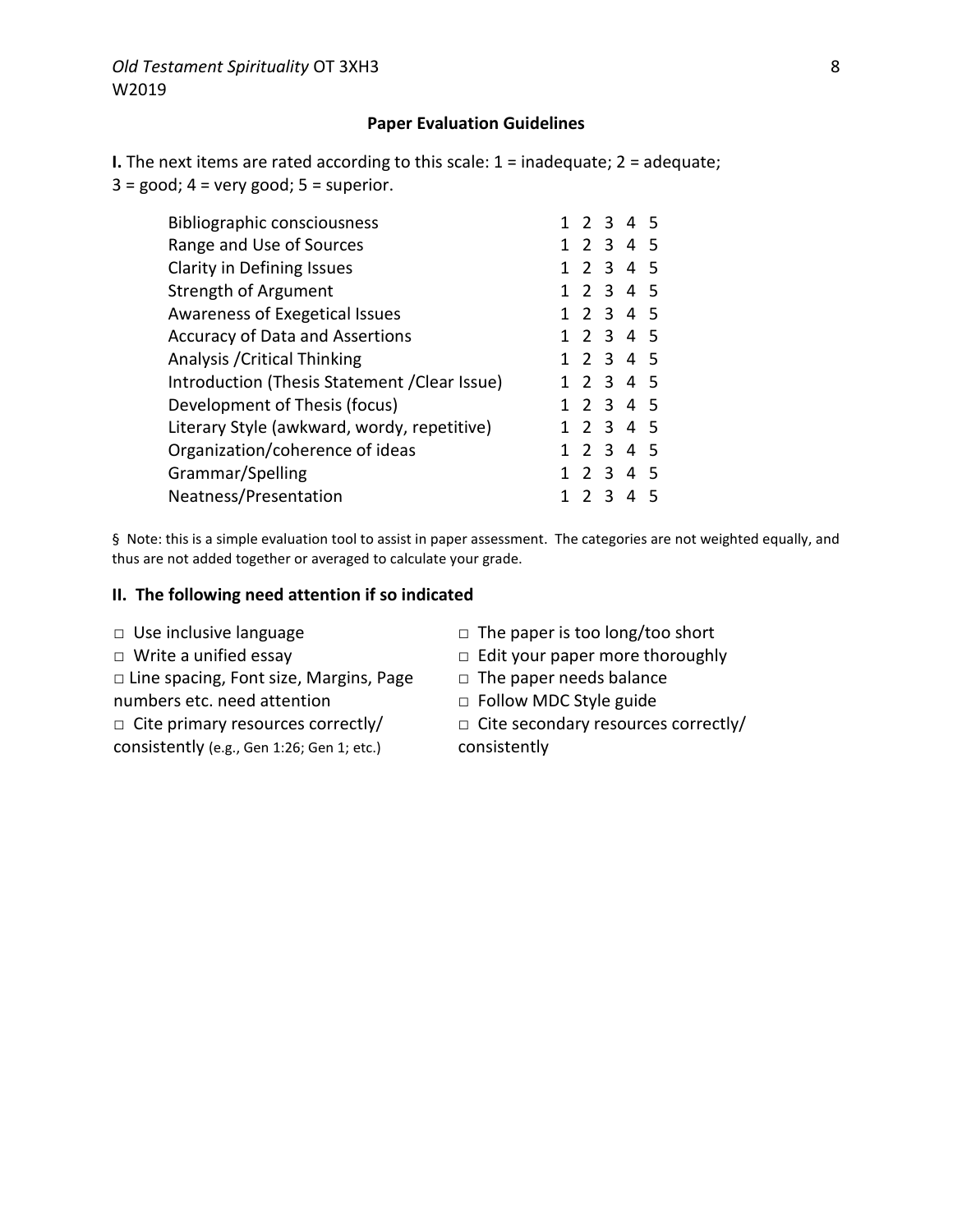## Paper Evaluation Guidelines

**I.** The next items are rated according to this scale: 1 = inadequate; 2 = adequate; 3 = good; 4 = very good; 5 = superior.

| Criterion | Rating |
|---|---|
| Bibliographic consciousness | 1 2 3 4 5 |
| Range and Use of Sources | 1 2 3 4 5 |
| Clarity in Defining Issues | 1 2 3 4 5 |
| Strength of Argument | 1 2 3 4 5 |
| Awareness of Exegetical Issues | 1 2 3 4 5 |
| Accuracy of Data and Assertions | 1 2 3 4 5 |
| Analysis /Critical Thinking | 1 2 3 4 5 |
| Introduction (Thesis Statement /Clear Issue) | 1 2 3 4 5 |
| Development of Thesis (focus) | 1 2 3 4 5 |
| Literary Style (awkward, wordy, repetitive) | 1 2 3 4 5 |
| Organization/coherence of ideas | 1 2 3 4 5 |
| Grammar/Spelling | 1 2 3 4 5 |
| Neatness/Presentation | 1 2 3 4 5 |

§ Note: this is a simple evaluation tool to assist in paper assessment. The categories are not weighted equally, and thus are not added together or averaged to calculate your grade.

### II. The following need attention if so indicated

- □ Use inclusive language
- □ Write a unified essay
- □ Line spacing, Font size, Margins, Page numbers etc. need attention
- □ Cite primary resources correctly/ consistently (e.g., Gen 1:26; Gen 1; etc.)
- □ The paper is too long/too short
- □ Edit your paper more thoroughly
- □ The paper needs balance
- □ Follow MDC Style guide
- □ Cite secondary resources correctly/ consistently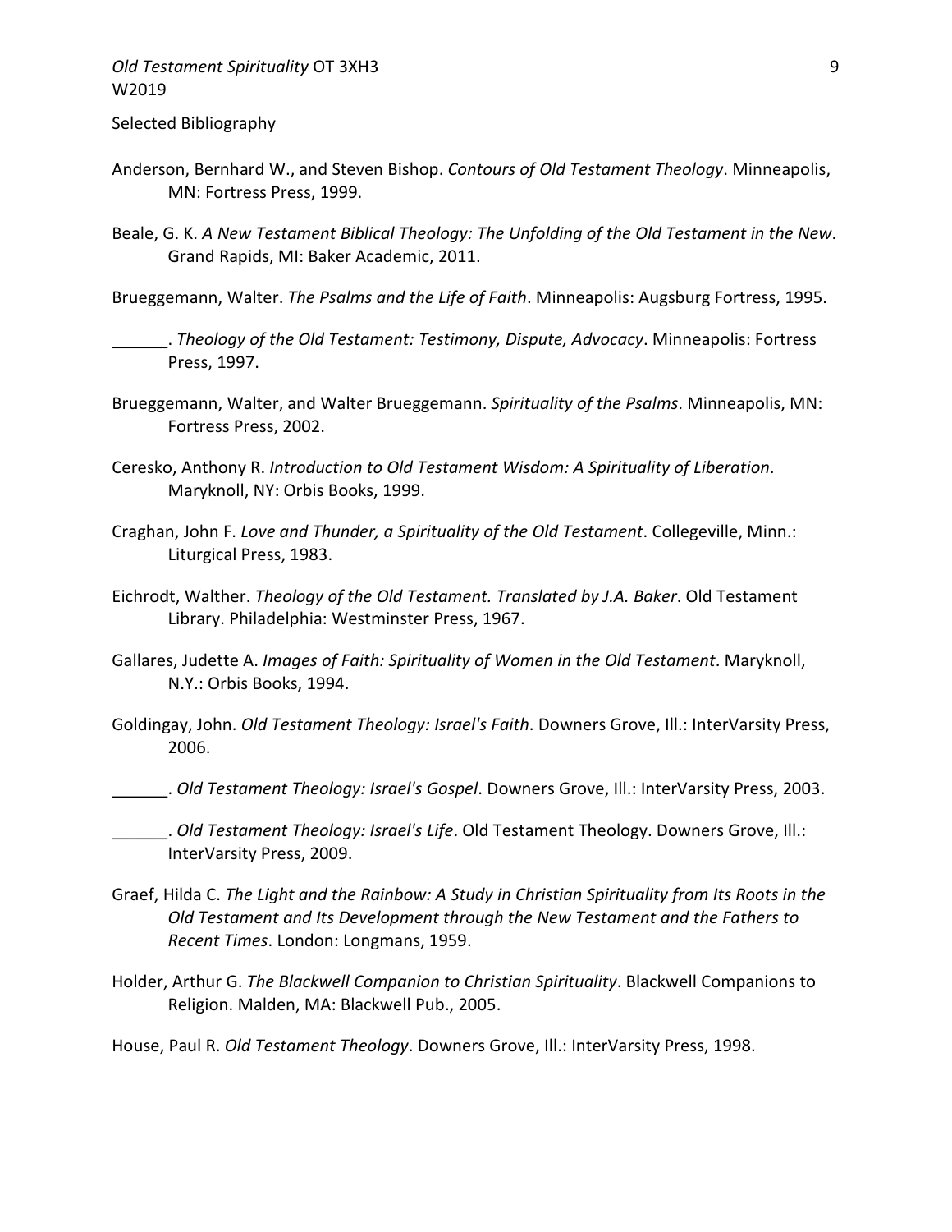Selected Bibliography

Anderson, Bernhard W., and Steven Bishop. *Contours of Old Testament Theology*. Minneapolis, MN: Fortress Press, 1999.

Beale, G. K. *A New Testament Biblical Theology: The Unfolding of the Old Testament in the New*. Grand Rapids, MI: Baker Academic, 2011.

Brueggemann, Walter. *The Psalms and the Life of Faith*. Minneapolis: Augsburg Fortress, 1995.

______. *Theology of the Old Testament: Testimony, Dispute, Advocacy*. Minneapolis: Fortress Press, 1997.

Brueggemann, Walter, and Walter Brueggemann. *Spirituality of the Psalms*. Minneapolis, MN: Fortress Press, 2002.

Ceresko, Anthony R. *Introduction to Old Testament Wisdom: A Spirituality of Liberation*. Maryknoll, NY: Orbis Books, 1999.

Craghan, John F. *Love and Thunder, a Spirituality of the Old Testament*. Collegeville, Minn.: Liturgical Press, 1983.

Eichrodt, Walther. *Theology of the Old Testament. Translated by J.A. Baker*. Old Testament Library. Philadelphia: Westminster Press, 1967.

Gallares, Judette A. *Images of Faith: Spirituality of Women in the Old Testament*. Maryknoll, N.Y.: Orbis Books, 1994.

Goldingay, John. *Old Testament Theology: Israel's Faith*. Downers Grove, Ill.: InterVarsity Press, 2006.

______. *Old Testament Theology: Israel's Gospel*. Downers Grove, Ill.: InterVarsity Press, 2003.

______. *Old Testament Theology: Israel's Life*. Old Testament Theology. Downers Grove, Ill.: InterVarsity Press, 2009.

Graef, Hilda C. *The Light and the Rainbow: A Study in Christian Spirituality from Its Roots in the Old Testament and Its Development through the New Testament and the Fathers to Recent Times*. London: Longmans, 1959.

Holder, Arthur G. *The Blackwell Companion to Christian Spirituality*. Blackwell Companions to Religion. Malden, MA: Blackwell Pub., 2005.

House, Paul R. *Old Testament Theology*. Downers Grove, Ill.: InterVarsity Press, 1998.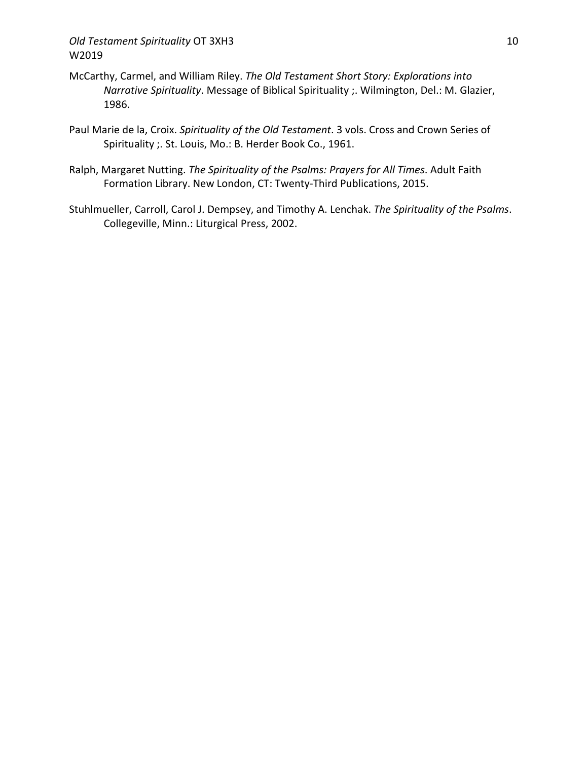McCarthy, Carmel, and William Riley. *The Old Testament Short Story: Explorations into Narrative Spirituality*. Message of Biblical Spirituality ;. Wilmington, Del.: M. Glazier, 1986.

Paul Marie de la, Croix. *Spirituality of the Old Testament*. 3 vols. Cross and Crown Series of Spirituality ;. St. Louis, Mo.: B. Herder Book Co., 1961.

Ralph, Margaret Nutting. *The Spirituality of the Psalms: Prayers for All Times*. Adult Faith Formation Library. New London, CT: Twenty-Third Publications, 2015.

Stuhlmueller, Carroll, Carol J. Dempsey, and Timothy A. Lenchak. *The Spirituality of the Psalms*. Collegeville, Minn.: Liturgical Press, 2002.